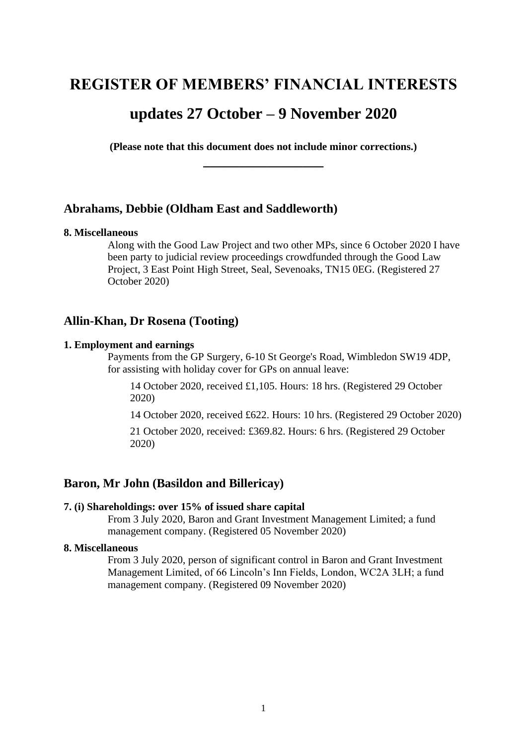# REGISTER OF MEMBERS' FINANCIAL INTERESTS

# updates 27 October – 9 November 2020

**(Please note that this document does not include minor corrections.)**

---

## Abrahams, Debbie (Oldham East and Saddleworth)

**8. Miscellaneous**

Along with the Good Law Project and two other MPs, since 6 October 2020 I have been party to judicial review proceedings crowdfunded through the Good Law Project, 3 East Point High Street, Seal, Sevenoaks, TN15 0EG. (Registered 27 October 2020)

## Allin-Khan, Dr Rosena (Tooting)

**1. Employment and earnings**

Payments from the GP Surgery, 6-10 St George's Road, Wimbledon SW19 4DP, for assisting with holiday cover for GPs on annual leave:

14 October 2020, received £1,105. Hours: 18 hrs. (Registered 29 October 2020)

14 October 2020, received £622. Hours: 10 hrs. (Registered 29 October 2020)

21 October 2020, received: £369.82. Hours: 6 hrs. (Registered 29 October 2020)

## Baron, Mr John (Basildon and Billericay)

**7. (i) Shareholdings: over 15% of issued share capital**

From 3 July 2020, Baron and Grant Investment Management Limited; a fund management company. (Registered 05 November 2020)

**8. Miscellaneous**

From 3 July 2020, person of significant control in Baron and Grant Investment Management Limited, of 66 Lincoln's Inn Fields, London, WC2A 3LH; a fund management company. (Registered 09 November 2020)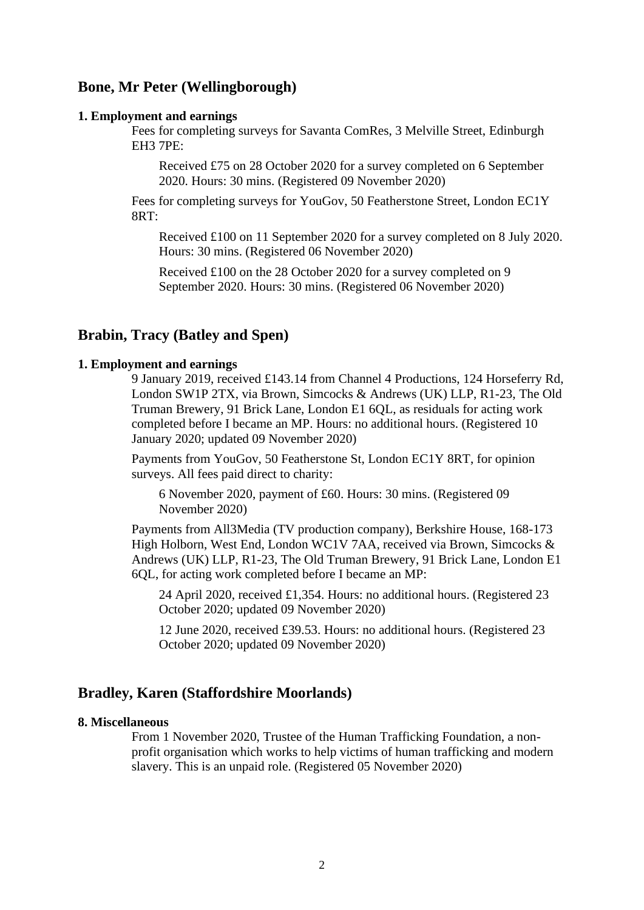## Bone, Mr Peter (Wellingborough)

**1. Employment and earnings**

Fees for completing surveys for Savanta ComRes, 3 Melville Street, Edinburgh EH3 7PE:

Received £75 on 28 October 2020 for a survey completed on 6 September 2020. Hours: 30 mins. (Registered 09 November 2020)

Fees for completing surveys for YouGov, 50 Featherstone Street, London EC1Y 8RT:

Received £100 on 11 September 2020 for a survey completed on 8 July 2020. Hours: 30 mins. (Registered 06 November 2020)

Received £100 on the 28 October 2020 for a survey completed on 9 September 2020. Hours: 30 mins. (Registered 06 November 2020)

## Brabin, Tracy (Batley and Spen)

**1. Employment and earnings**

9 January 2019, received £143.14 from Channel 4 Productions, 124 Horseferry Rd, London SW1P 2TX, via Brown, Simcocks & Andrews (UK) LLP, R1-23, The Old Truman Brewery, 91 Brick Lane, London E1 6QL, as residuals for acting work completed before I became an MP. Hours: no additional hours. (Registered 10 January 2020; updated 09 November 2020)

Payments from YouGov, 50 Featherstone St, London EC1Y 8RT, for opinion surveys. All fees paid direct to charity:

6 November 2020, payment of £60. Hours: 30 mins. (Registered 09 November 2020)

Payments from All3Media (TV production company), Berkshire House, 168-173 High Holborn, West End, London WC1V 7AA, received via Brown, Simcocks & Andrews (UK) LLP, R1-23, The Old Truman Brewery, 91 Brick Lane, London E1 6QL, for acting work completed before I became an MP:

24 April 2020, received £1,354. Hours: no additional hours. (Registered 23 October 2020; updated 09 November 2020)

12 June 2020, received £39.53. Hours: no additional hours. (Registered 23 October 2020; updated 09 November 2020)

## Bradley, Karen (Staffordshire Moorlands)

**8. Miscellaneous**

From 1 November 2020, Trustee of the Human Trafficking Foundation, a non-profit organisation which works to help victims of human trafficking and modern slavery. This is an unpaid role. (Registered 05 November 2020)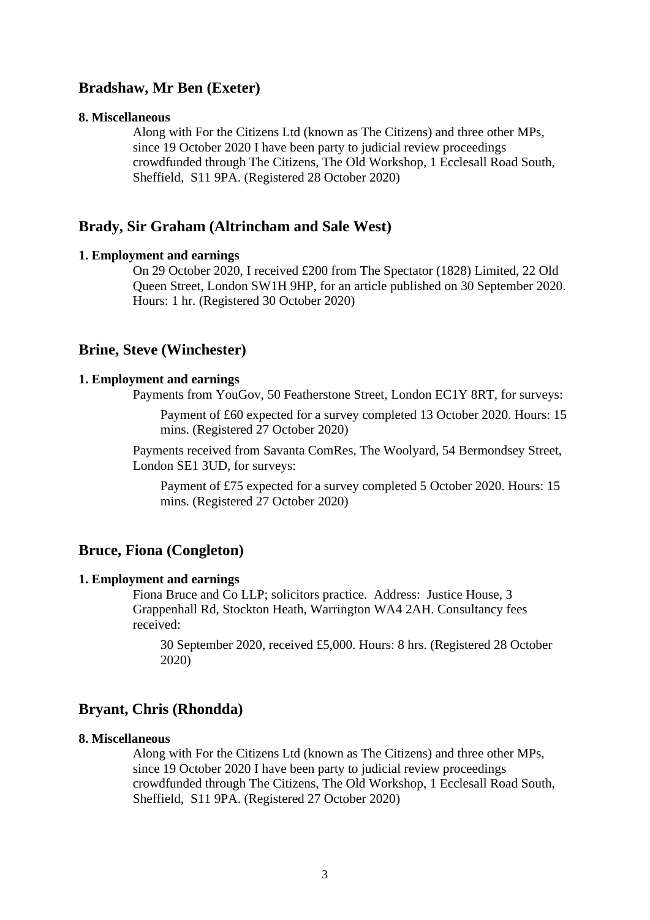## Bradshaw, Mr Ben (Exeter)

**8. Miscellaneous**

Along with For the Citizens Ltd (known as The Citizens) and three other MPs, since 19 October 2020 I have been party to judicial review proceedings crowdfunded through The Citizens, The Old Workshop, 1 Ecclesall Road South, Sheffield, S11 9PA. (Registered 28 October 2020)

## Brady, Sir Graham (Altrincham and Sale West)

**1. Employment and earnings**

On 29 October 2020, I received £200 from The Spectator (1828) Limited, 22 Old Queen Street, London SW1H 9HP, for an article published on 30 September 2020. Hours: 1 hr. (Registered 30 October 2020)

## Brine, Steve (Winchester)

**1. Employment and earnings**

Payments from YouGov, 50 Featherstone Street, London EC1Y 8RT, for surveys:

> Payment of £60 expected for a survey completed 13 October 2020. Hours: 15 mins. (Registered 27 October 2020)

Payments received from Savanta ComRes, The Woolyard, 54 Bermondsey Street, London SE1 3UD, for surveys:

> Payment of £75 expected for a survey completed 5 October 2020. Hours: 15 mins. (Registered 27 October 2020)

## Bruce, Fiona (Congleton)

**1. Employment and earnings**

Fiona Bruce and Co LLP; solicitors practice. Address: Justice House, 3 Grappenhall Rd, Stockton Heath, Warrington WA4 2AH. Consultancy fees received:

> 30 September 2020, received £5,000. Hours: 8 hrs. (Registered 28 October 2020)

## Bryant, Chris (Rhondda)

**8. Miscellaneous**

Along with For the Citizens Ltd (known as The Citizens) and three other MPs, since 19 October 2020 I have been party to judicial review proceedings crowdfunded through The Citizens, The Old Workshop, 1 Ecclesall Road South, Sheffield, S11 9PA. (Registered 27 October 2020)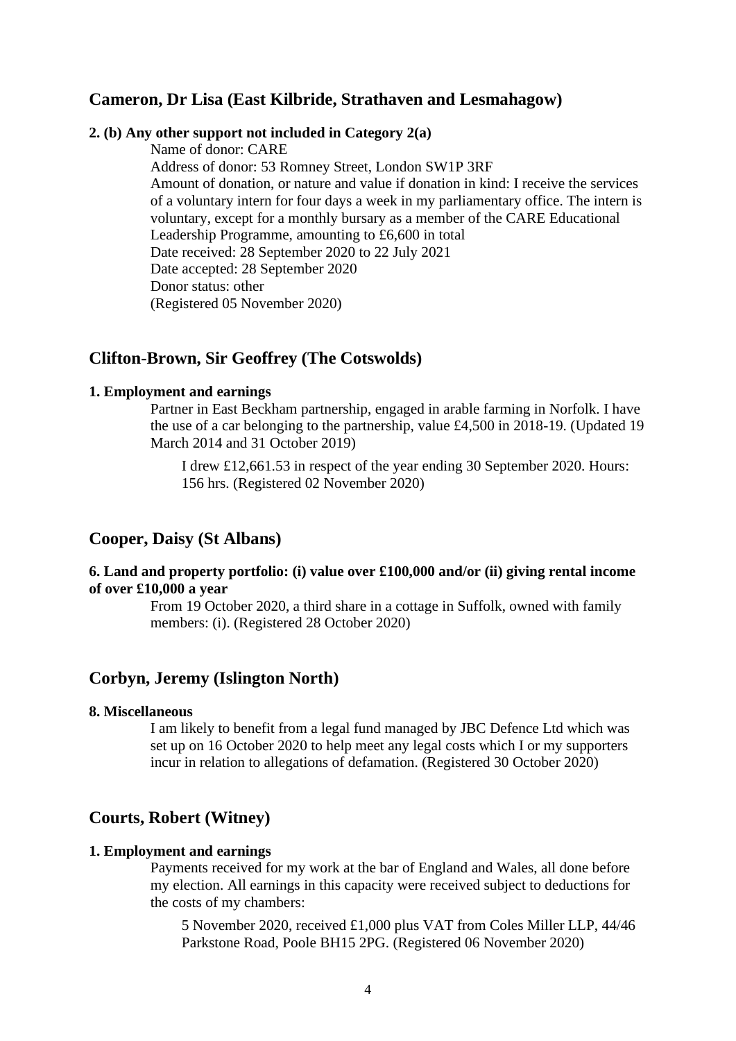## Cameron, Dr Lisa (East Kilbride, Strathaven and Lesmahagow)

#### 2. (b) Any other support not included in Category 2(a)

Name of donor: CARE
Address of donor: 53 Romney Street, London SW1P 3RF
Amount of donation, or nature and value if donation in kind: I receive the services of a voluntary intern for four days a week in my parliamentary office. The intern is voluntary, except for a monthly bursary as a member of the CARE Educational Leadership Programme, amounting to £6,600 in total
Date received: 28 September 2020 to 22 July 2021
Date accepted: 28 September 2020
Donor status: other
(Registered 05 November 2020)

## Clifton-Brown, Sir Geoffrey (The Cotswolds)

#### 1. Employment and earnings

Partner in East Beckham partnership, engaged in arable farming in Norfolk. I have the use of a car belonging to the partnership, value £4,500 in 2018-19. (Updated 19 March 2014 and 31 October 2019)

I drew £12,661.53 in respect of the year ending 30 September 2020. Hours: 156 hrs. (Registered 02 November 2020)

## Cooper, Daisy (St Albans)

#### 6. Land and property portfolio: (i) value over £100,000 and/or (ii) giving rental income of over £10,000 a year

From 19 October 2020, a third share in a cottage in Suffolk, owned with family members: (i). (Registered 28 October 2020)

## Corbyn, Jeremy (Islington North)

#### 8. Miscellaneous

I am likely to benefit from a legal fund managed by JBC Defence Ltd which was set up on 16 October 2020 to help meet any legal costs which I or my supporters incur in relation to allegations of defamation. (Registered 30 October 2020)

## Courts, Robert (Witney)

#### 1. Employment and earnings

Payments received for my work at the bar of England and Wales, all done before my election. All earnings in this capacity were received subject to deductions for the costs of my chambers:

5 November 2020, received £1,000 plus VAT from Coles Miller LLP, 44/46 Parkstone Road, Poole BH15 2PG. (Registered 06 November 2020)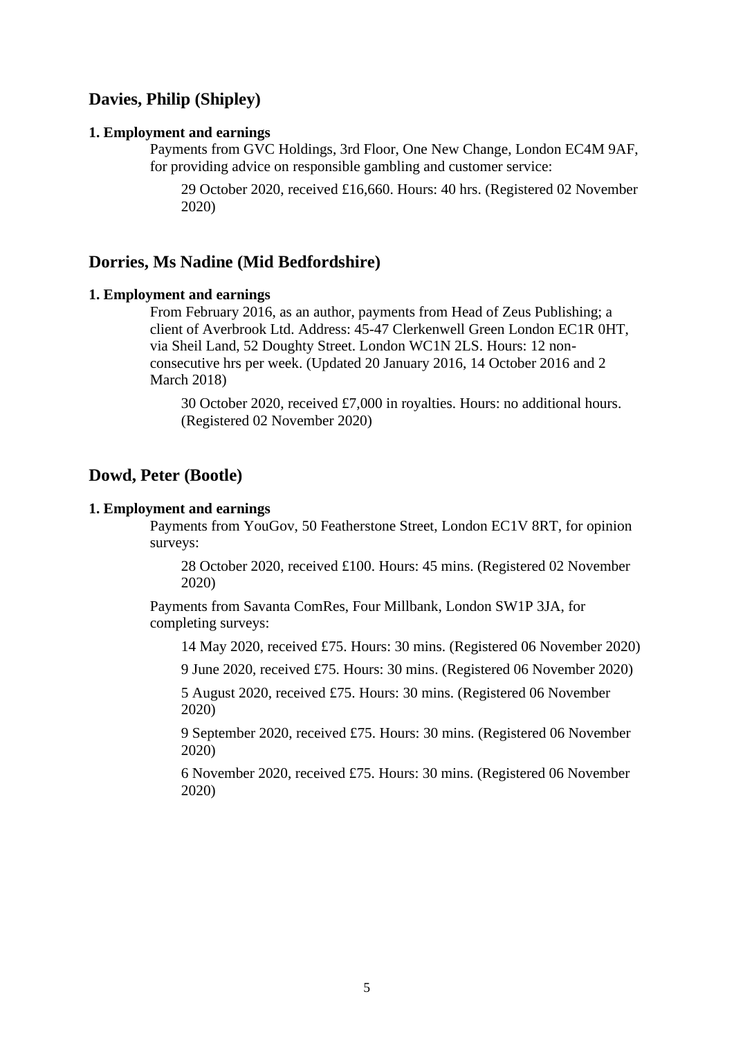## Davies, Philip (Shipley)

**1. Employment and earnings**

Payments from GVC Holdings, 3rd Floor, One New Change, London EC4M 9AF, for providing advice on responsible gambling and customer service:

29 October 2020, received £16,660. Hours: 40 hrs. (Registered 02 November 2020)

## Dorries, Ms Nadine (Mid Bedfordshire)

**1. Employment and earnings**

From February 2016, as an author, payments from Head of Zeus Publishing; a client of Averbrook Ltd. Address: 45-47 Clerkenwell Green London EC1R 0HT, via Sheil Land, 52 Doughty Street. London WC1N 2LS. Hours: 12 non-consecutive hrs per week. (Updated 20 January 2016, 14 October 2016 and 2 March 2018)

30 October 2020, received £7,000 in royalties. Hours: no additional hours. (Registered 02 November 2020)

## Dowd, Peter (Bootle)

**1. Employment and earnings**

Payments from YouGov, 50 Featherstone Street, London EC1V 8RT, for opinion surveys:

28 October 2020, received £100. Hours: 45 mins. (Registered 02 November 2020)

Payments from Savanta ComRes, Four Millbank, London SW1P 3JA, for completing surveys:

14 May 2020, received £75. Hours: 30 mins. (Registered 06 November 2020)

9 June 2020, received £75. Hours: 30 mins. (Registered 06 November 2020)

5 August 2020, received £75. Hours: 30 mins. (Registered 06 November 2020)

9 September 2020, received £75. Hours: 30 mins. (Registered 06 November 2020)

6 November 2020, received £75. Hours: 30 mins. (Registered 06 November 2020)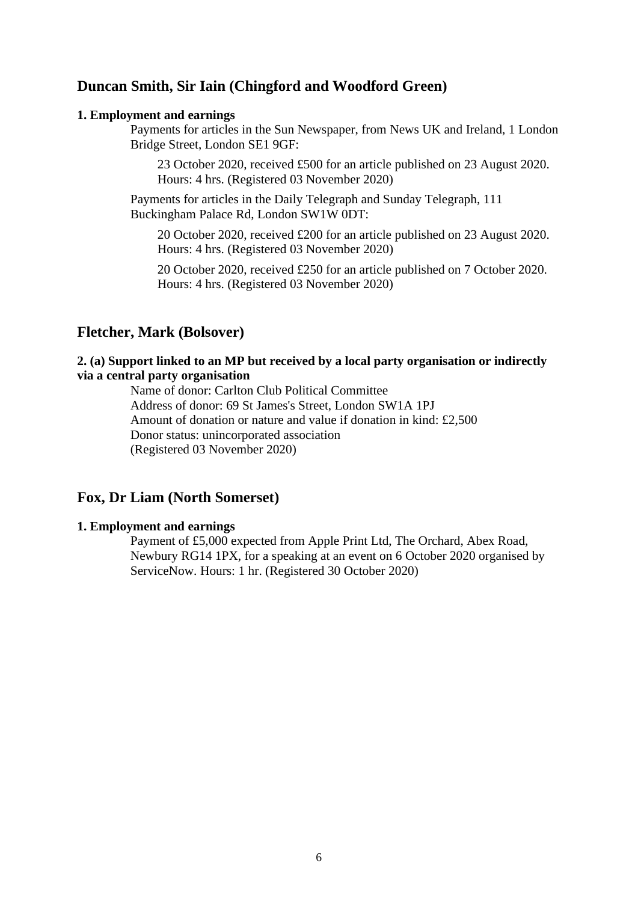## Duncan Smith, Sir Iain (Chingford and Woodford Green)

**1. Employment and earnings**

Payments for articles in the Sun Newspaper, from News UK and Ireland, 1 London Bridge Street, London SE1 9GF:

23 October 2020, received £500 for an article published on 23 August 2020. Hours: 4 hrs. (Registered 03 November 2020)

Payments for articles in the Daily Telegraph and Sunday Telegraph, 111 Buckingham Palace Rd, London SW1W 0DT:

20 October 2020, received £200 for an article published on 23 August 2020. Hours: 4 hrs. (Registered 03 November 2020)

20 October 2020, received £250 for an article published on 7 October 2020. Hours: 4 hrs. (Registered 03 November 2020)

## Fletcher, Mark (Bolsover)

**2. (a) Support linked to an MP but received by a local party organisation or indirectly via a central party organisation**

Name of donor: Carlton Club Political Committee
Address of donor: 69 St James's Street, London SW1A 1PJ
Amount of donation or nature and value if donation in kind: £2,500
Donor status: unincorporated association
(Registered 03 November 2020)

## Fox, Dr Liam (North Somerset)

**1. Employment and earnings**

Payment of £5,000 expected from Apple Print Ltd, The Orchard, Abex Road, Newbury RG14 1PX, for a speaking at an event on 6 October 2020 organised by ServiceNow. Hours: 1 hr. (Registered 30 October 2020)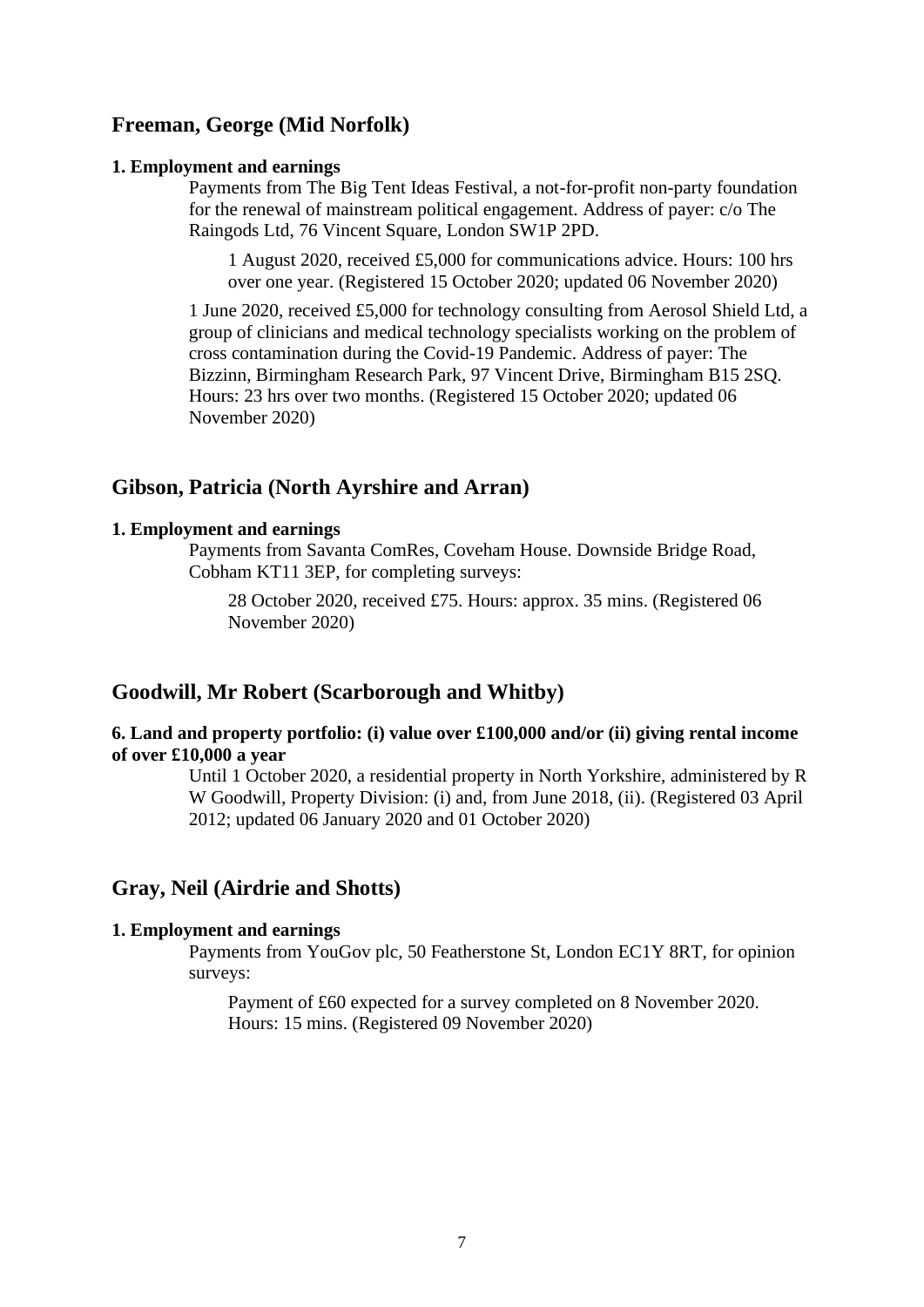## Freeman, George (Mid Norfolk)

**1. Employment and earnings**

Payments from The Big Tent Ideas Festival, a not-for-profit non-party foundation for the renewal of mainstream political engagement. Address of payer: c/o The Raingods Ltd, 76 Vincent Square, London SW1P 2PD.

> 1 August 2020, received £5,000 for communications advice. Hours: 100 hrs over one year. (Registered 15 October 2020; updated 06 November 2020)

1 June 2020, received £5,000 for technology consulting from Aerosol Shield Ltd, a group of clinicians and medical technology specialists working on the problem of cross contamination during the Covid-19 Pandemic. Address of payer: The Bizzinn, Birmingham Research Park, 97 Vincent Drive, Birmingham B15 2SQ. Hours: 23 hrs over two months. (Registered 15 October 2020; updated 06 November 2020)

## Gibson, Patricia (North Ayrshire and Arran)

**1. Employment and earnings**

Payments from Savanta ComRes, Coveham House. Downside Bridge Road, Cobham KT11 3EP, for completing surveys:

> 28 October 2020, received £75. Hours: approx. 35 mins. (Registered 06 November 2020)

## Goodwill, Mr Robert (Scarborough and Whitby)

**6. Land and property portfolio: (i) value over £100,000 and/or (ii) giving rental income of over £10,000 a year**

Until 1 October 2020, a residential property in North Yorkshire, administered by R W Goodwill, Property Division: (i) and, from June 2018, (ii). (Registered 03 April 2012; updated 06 January 2020 and 01 October 2020)

## Gray, Neil (Airdrie and Shotts)

**1. Employment and earnings**

Payments from YouGov plc, 50 Featherstone St, London EC1Y 8RT, for opinion surveys:

> Payment of £60 expected for a survey completed on 8 November 2020. Hours: 15 mins. (Registered 09 November 2020)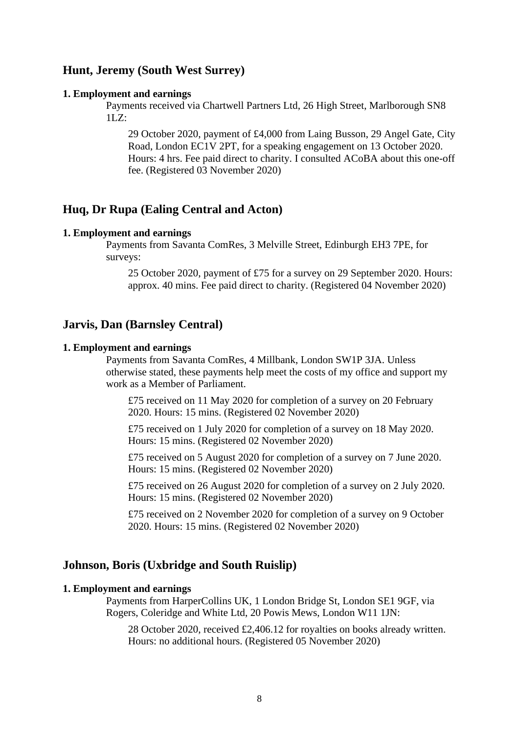## Hunt, Jeremy (South West Surrey)

**1. Employment and earnings**

Payments received via Chartwell Partners Ltd, 26 High Street, Marlborough SN8 1LZ:

29 October 2020, payment of £4,000 from Laing Busson, 29 Angel Gate, City Road, London EC1V 2PT, for a speaking engagement on 13 October 2020. Hours: 4 hrs. Fee paid direct to charity. I consulted ACoBA about this one-off fee. (Registered 03 November 2020)

## Huq, Dr Rupa (Ealing Central and Acton)

**1. Employment and earnings**

Payments from Savanta ComRes, 3 Melville Street, Edinburgh EH3 7PE, for surveys:

25 October 2020, payment of £75 for a survey on 29 September 2020. Hours: approx. 40 mins. Fee paid direct to charity. (Registered 04 November 2020)

## Jarvis, Dan (Barnsley Central)

**1. Employment and earnings**

Payments from Savanta ComRes, 4 Millbank, London SW1P 3JA. Unless otherwise stated, these payments help meet the costs of my office and support my work as a Member of Parliament.

£75 received on 11 May 2020 for completion of a survey on 20 February 2020. Hours: 15 mins. (Registered 02 November 2020)

£75 received on 1 July 2020 for completion of a survey on 18 May 2020. Hours: 15 mins. (Registered 02 November 2020)

£75 received on 5 August 2020 for completion of a survey on 7 June 2020. Hours: 15 mins. (Registered 02 November 2020)

£75 received on 26 August 2020 for completion of a survey on 2 July 2020. Hours: 15 mins. (Registered 02 November 2020)

£75 received on 2 November 2020 for completion of a survey on 9 October 2020. Hours: 15 mins. (Registered 02 November 2020)

## Johnson, Boris (Uxbridge and South Ruislip)

**1. Employment and earnings**

Payments from HarperCollins UK, 1 London Bridge St, London SE1 9GF, via Rogers, Coleridge and White Ltd, 20 Powis Mews, London W11 1JN:

28 October 2020, received £2,406.12 for royalties on books already written. Hours: no additional hours. (Registered 05 November 2020)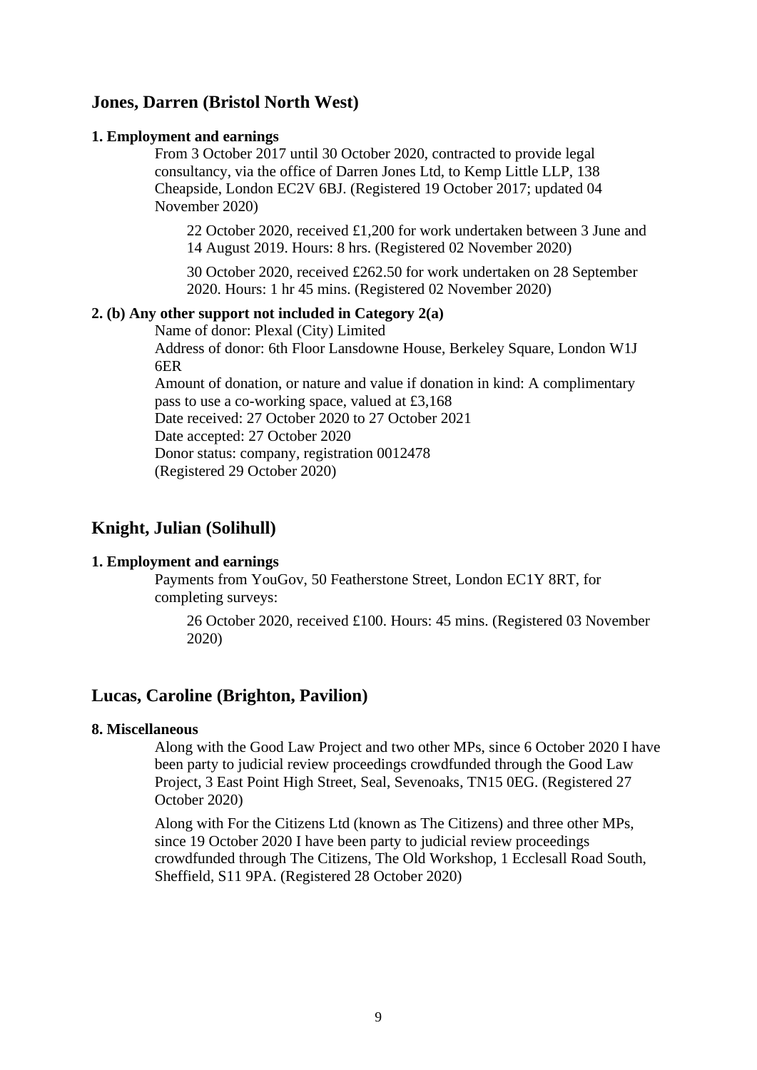## Jones, Darren (Bristol North West)

**1. Employment and earnings**

From 3 October 2017 until 30 October 2020, contracted to provide legal consultancy, via the office of Darren Jones Ltd, to Kemp Little LLP, 138 Cheapside, London EC2V 6BJ. (Registered 19 October 2017; updated 04 November 2020)

> 22 October 2020, received £1,200 for work undertaken between 3 June and 14 August 2019. Hours: 8 hrs. (Registered 02 November 2020)
>
> 30 October 2020, received £262.50 for work undertaken on 28 September 2020. Hours: 1 hr 45 mins. (Registered 02 November 2020)

**2. (b) Any other support not included in Category 2(a)**

Name of donor: Plexal (City) Limited
Address of donor: 6th Floor Lansdowne House, Berkeley Square, London W1J 6ER
Amount of donation, or nature and value if donation in kind: A complimentary pass to use a co-working space, valued at £3,168
Date received: 27 October 2020 to 27 October 2021
Date accepted: 27 October 2020
Donor status: company, registration 0012478
(Registered 29 October 2020)

## Knight, Julian (Solihull)

**1. Employment and earnings**

Payments from YouGov, 50 Featherstone Street, London EC1Y 8RT, for completing surveys:

> 26 October 2020, received £100. Hours: 45 mins. (Registered 03 November 2020)

## Lucas, Caroline (Brighton, Pavilion)

**8. Miscellaneous**

Along with the Good Law Project and two other MPs, since 6 October 2020 I have been party to judicial review proceedings crowdfunded through the Good Law Project, 3 East Point High Street, Seal, Sevenoaks, TN15 0EG. (Registered 27 October 2020)

Along with For the Citizens Ltd (known as The Citizens) and three other MPs, since 19 October 2020 I have been party to judicial review proceedings crowdfunded through The Citizens, The Old Workshop, 1 Ecclesall Road South, Sheffield, S11 9PA. (Registered 28 October 2020)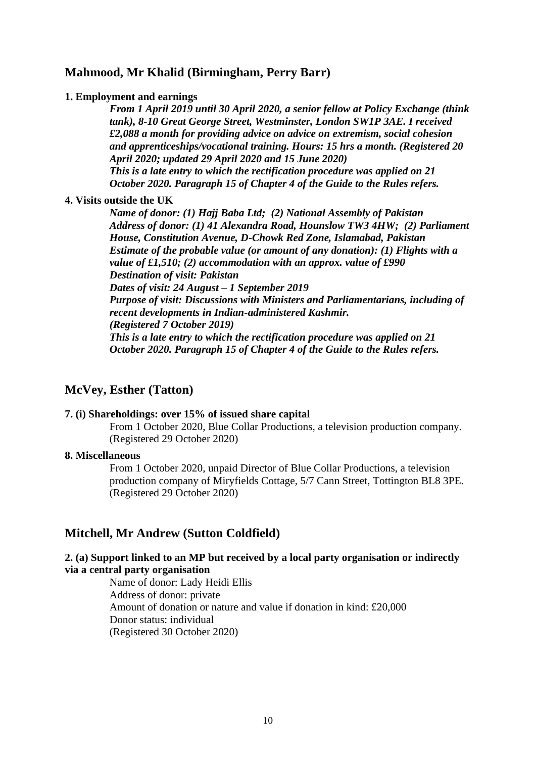## Mahmood, Mr Khalid (Birmingham, Perry Barr)

**1. Employment and earnings**

***From 1 April 2019 until 30 April 2020, a senior fellow at Policy Exchange (think tank), 8-10 Great George Street, Westminster, London SW1P 3AE. I received £2,088 a month for providing advice on advice on extremism, social cohesion and apprenticeships/vocational training. Hours: 15 hrs a month. (Registered 20 April 2020; updated 29 April 2020 and 15 June 2020)***
***This is a late entry to which the rectification procedure was applied on 21 October 2020. Paragraph 15 of Chapter 4 of the Guide to the Rules refers.***

**4. Visits outside the UK**

***Name of donor: (1) Hajj Baba Ltd; (2) National Assembly of Pakistan***
***Address of donor: (1) 41 Alexandra Road, Hounslow TW3 4HW; (2) Parliament House, Constitution Avenue, D-Chowk Red Zone, Islamabad, Pakistan***
***Estimate of the probable value (or amount of any donation): (1) Flights with a value of £1,510; (2) accommodation with an approx. value of £990***
***Destination of visit: Pakistan***
***Dates of visit: 24 August – 1 September 2019***
***Purpose of visit: Discussions with Ministers and Parliamentarians, including of recent developments in Indian-administered Kashmir.***
***(Registered 7 October 2019)***
***This is a late entry to which the rectification procedure was applied on 21 October 2020. Paragraph 15 of Chapter 4 of the Guide to the Rules refers.***

## McVey, Esther (Tatton)

**7. (i) Shareholdings: over 15% of issued share capital**

From 1 October 2020, Blue Collar Productions, a television production company. (Registered 29 October 2020)

**8. Miscellaneous**

From 1 October 2020, unpaid Director of Blue Collar Productions, a television production company of Miryfields Cottage, 5/7 Cann Street, Tottington BL8 3PE. (Registered 29 October 2020)

## Mitchell, Mr Andrew (Sutton Coldfield)

**2. (a) Support linked to an MP but received by a local party organisation or indirectly via a central party organisation**

Name of donor: Lady Heidi Ellis
Address of donor: private
Amount of donation or nature and value if donation in kind: £20,000
Donor status: individual
(Registered 30 October 2020)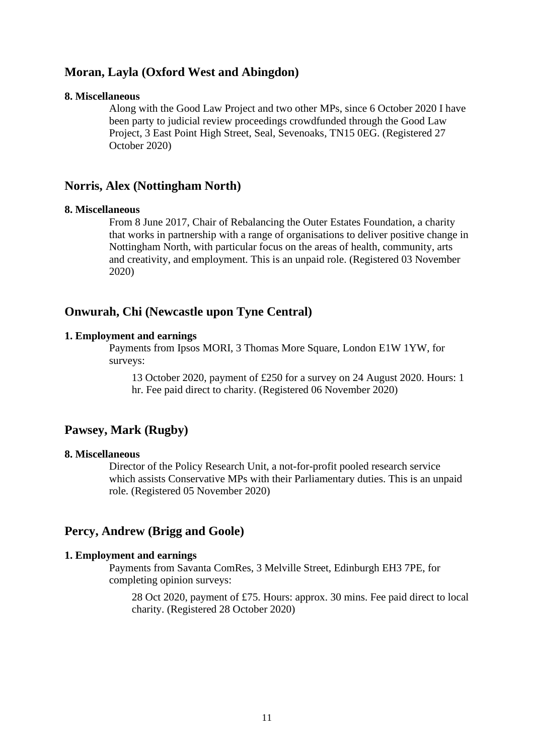## Moran, Layla (Oxford West and Abingdon)

**8. Miscellaneous**

Along with the Good Law Project and two other MPs, since 6 October 2020 I have been party to judicial review proceedings crowdfunded through the Good Law Project, 3 East Point High Street, Seal, Sevenoaks, TN15 0EG. (Registered 27 October 2020)

## Norris, Alex (Nottingham North)

**8. Miscellaneous**

From 8 June 2017, Chair of Rebalancing the Outer Estates Foundation, a charity that works in partnership with a range of organisations to deliver positive change in Nottingham North, with particular focus on the areas of health, community, arts and creativity, and employment. This is an unpaid role. (Registered 03 November 2020)

## Onwurah, Chi (Newcastle upon Tyne Central)

**1. Employment and earnings**

Payments from Ipsos MORI, 3 Thomas More Square, London E1W 1YW, for surveys:

13 October 2020, payment of £250 for a survey on 24 August 2020. Hours: 1 hr. Fee paid direct to charity. (Registered 06 November 2020)

## Pawsey, Mark (Rugby)

**8. Miscellaneous**

Director of the Policy Research Unit, a not-for-profit pooled research service which assists Conservative MPs with their Parliamentary duties. This is an unpaid role. (Registered 05 November 2020)

## Percy, Andrew (Brigg and Goole)

**1. Employment and earnings**

Payments from Savanta ComRes, 3 Melville Street, Edinburgh EH3 7PE, for completing opinion surveys:

28 Oct 2020, payment of £75. Hours: approx. 30 mins. Fee paid direct to local charity. (Registered 28 October 2020)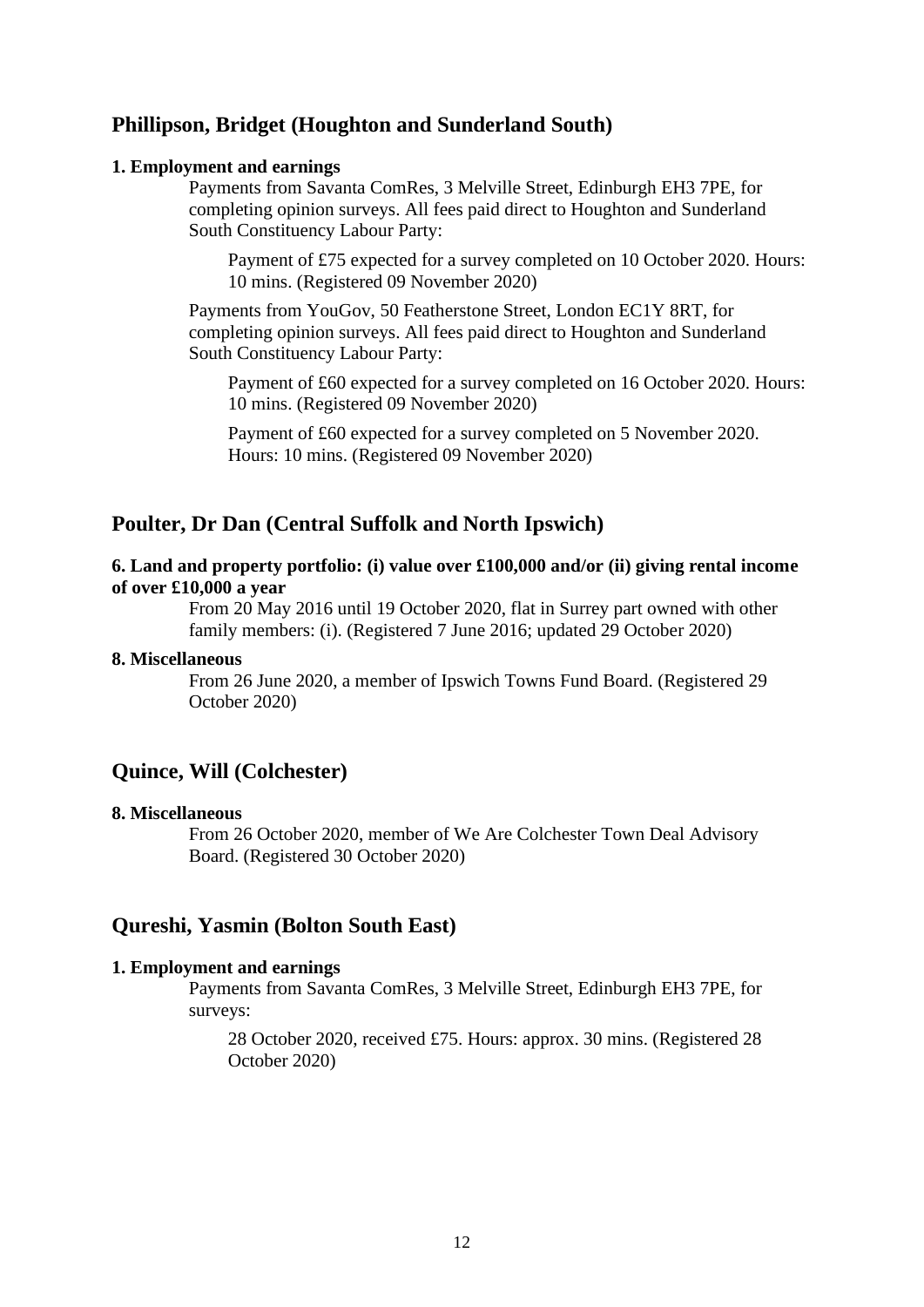## Phillipson, Bridget (Houghton and Sunderland South)

**1. Employment and earnings**

Payments from Savanta ComRes, 3 Melville Street, Edinburgh EH3 7PE, for completing opinion surveys. All fees paid direct to Houghton and Sunderland South Constituency Labour Party:

Payment of £75 expected for a survey completed on 10 October 2020. Hours: 10 mins. (Registered 09 November 2020)

Payments from YouGov, 50 Featherstone Street, London EC1Y 8RT, for completing opinion surveys. All fees paid direct to Houghton and Sunderland South Constituency Labour Party:

Payment of £60 expected for a survey completed on 16 October 2020. Hours: 10 mins. (Registered 09 November 2020)

Payment of £60 expected for a survey completed on 5 November 2020. Hours: 10 mins. (Registered 09 November 2020)

## Poulter, Dr Dan (Central Suffolk and North Ipswich)

**6. Land and property portfolio: (i) value over £100,000 and/or (ii) giving rental income of over £10,000 a year**

From 20 May 2016 until 19 October 2020, flat in Surrey part owned with other family members: (i). (Registered 7 June 2016; updated 29 October 2020)

**8. Miscellaneous**

From 26 June 2020, a member of Ipswich Towns Fund Board. (Registered 29 October 2020)

## Quince, Will (Colchester)

**8. Miscellaneous**

From 26 October 2020, member of We Are Colchester Town Deal Advisory Board. (Registered 30 October 2020)

## Qureshi, Yasmin (Bolton South East)

**1. Employment and earnings**

Payments from Savanta ComRes, 3 Melville Street, Edinburgh EH3 7PE, for surveys:

28 October 2020, received £75. Hours: approx. 30 mins. (Registered 28 October 2020)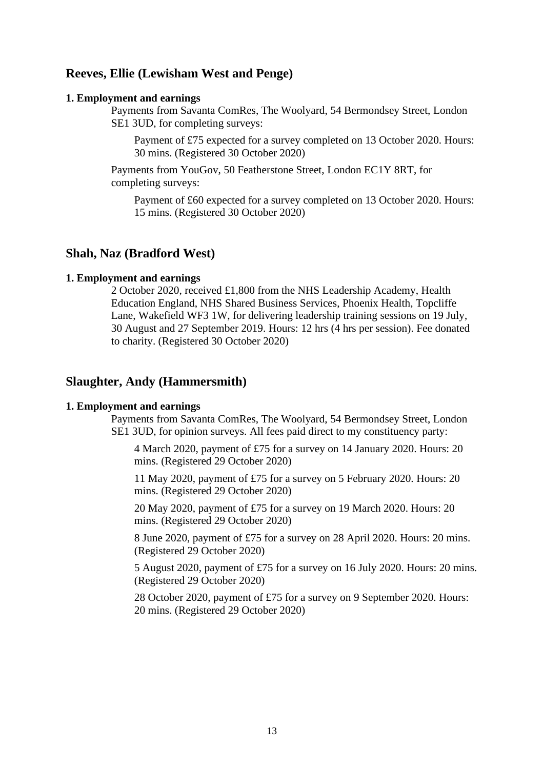## Reeves, Ellie (Lewisham West and Penge)

**1. Employment and earnings**

Payments from Savanta ComRes, The Woolyard, 54 Bermondsey Street, London SE1 3UD, for completing surveys:

Payment of £75 expected for a survey completed on 13 October 2020. Hours: 30 mins. (Registered 30 October 2020)

Payments from YouGov, 50 Featherstone Street, London EC1Y 8RT, for completing surveys:

Payment of £60 expected for a survey completed on 13 October 2020. Hours: 15 mins. (Registered 30 October 2020)

## Shah, Naz (Bradford West)

**1. Employment and earnings**

2 October 2020, received £1,800 from the NHS Leadership Academy, Health Education England, NHS Shared Business Services, Phoenix Health, Topcliffe Lane, Wakefield WF3 1W, for delivering leadership training sessions on 19 July, 30 August and 27 September 2019. Hours: 12 hrs (4 hrs per session). Fee donated to charity. (Registered 30 October 2020)

## Slaughter, Andy (Hammersmith)

**1. Employment and earnings**

Payments from Savanta ComRes, The Woolyard, 54 Bermondsey Street, London SE1 3UD, for opinion surveys. All fees paid direct to my constituency party:

4 March 2020, payment of £75 for a survey on 14 January 2020. Hours: 20 mins. (Registered 29 October 2020)

11 May 2020, payment of £75 for a survey on 5 February 2020. Hours: 20 mins. (Registered 29 October 2020)

20 May 2020, payment of £75 for a survey on 19 March 2020. Hours: 20 mins. (Registered 29 October 2020)

8 June 2020, payment of £75 for a survey on 28 April 2020. Hours: 20 mins. (Registered 29 October 2020)

5 August 2020, payment of £75 for a survey on 16 July 2020. Hours: 20 mins. (Registered 29 October 2020)

28 October 2020, payment of £75 for a survey on 9 September 2020. Hours: 20 mins. (Registered 29 October 2020)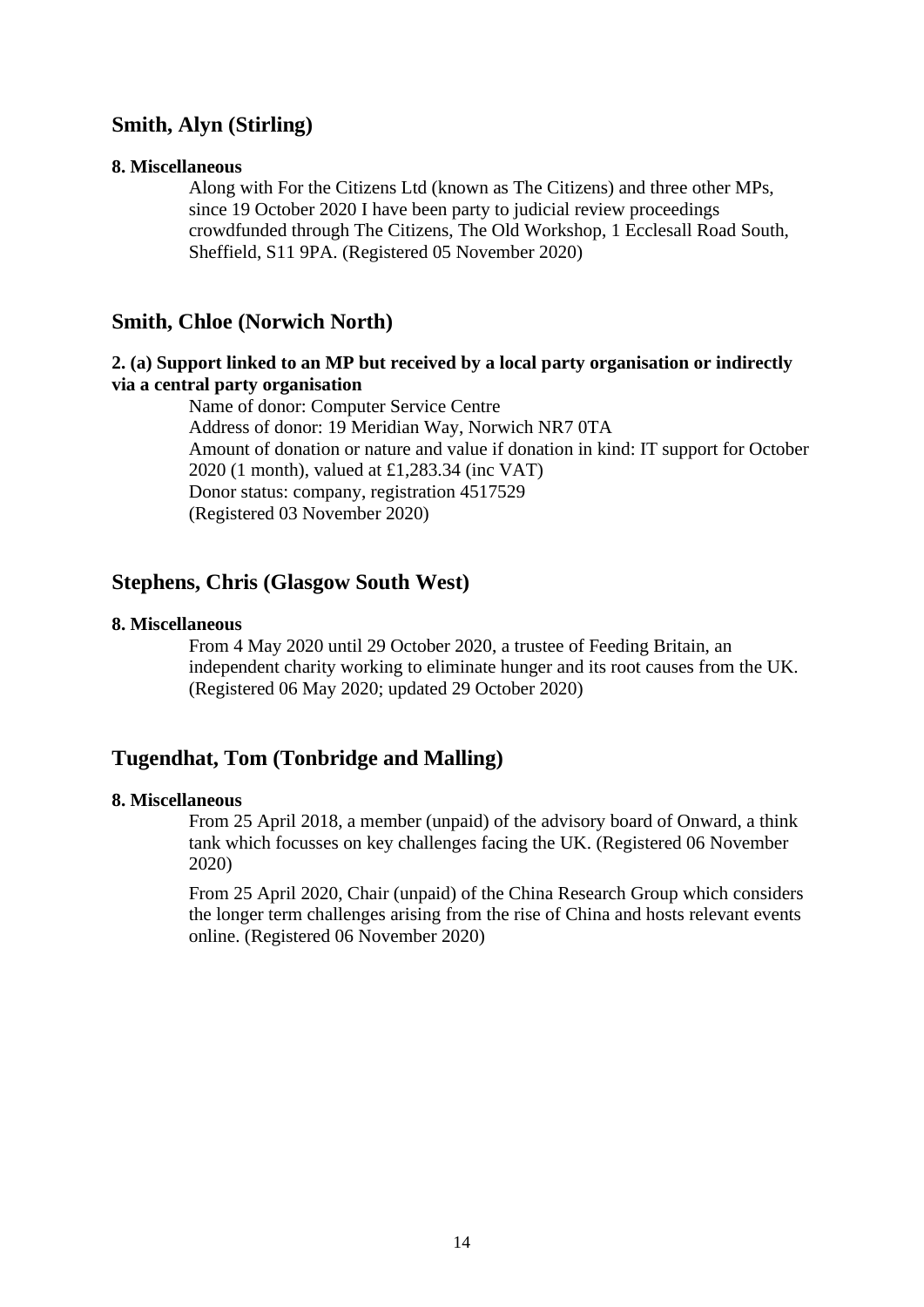## Smith, Alyn (Stirling)

**8. Miscellaneous**

Along with For the Citizens Ltd (known as The Citizens) and three other MPs, since 19 October 2020 I have been party to judicial review proceedings crowdfunded through The Citizens, The Old Workshop, 1 Ecclesall Road South, Sheffield, S11 9PA. (Registered 05 November 2020)

## Smith, Chloe (Norwich North)

**2. (a) Support linked to an MP but received by a local party organisation or indirectly via a central party organisation**

Name of donor: Computer Service Centre
Address of donor: 19 Meridian Way, Norwich NR7 0TA
Amount of donation or nature and value if donation in kind: IT support for October 2020 (1 month), valued at £1,283.34 (inc VAT)
Donor status: company, registration 4517529
(Registered 03 November 2020)

## Stephens, Chris (Glasgow South West)

**8. Miscellaneous**

From 4 May 2020 until 29 October 2020, a trustee of Feeding Britain, an independent charity working to eliminate hunger and its root causes from the UK. (Registered 06 May 2020; updated 29 October 2020)

## Tugendhat, Tom (Tonbridge and Malling)

**8. Miscellaneous**

From 25 April 2018, a member (unpaid) of the advisory board of Onward, a think tank which focusses on key challenges facing the UK. (Registered 06 November 2020)

From 25 April 2020, Chair (unpaid) of the China Research Group which considers the longer term challenges arising from the rise of China and hosts relevant events online. (Registered 06 November 2020)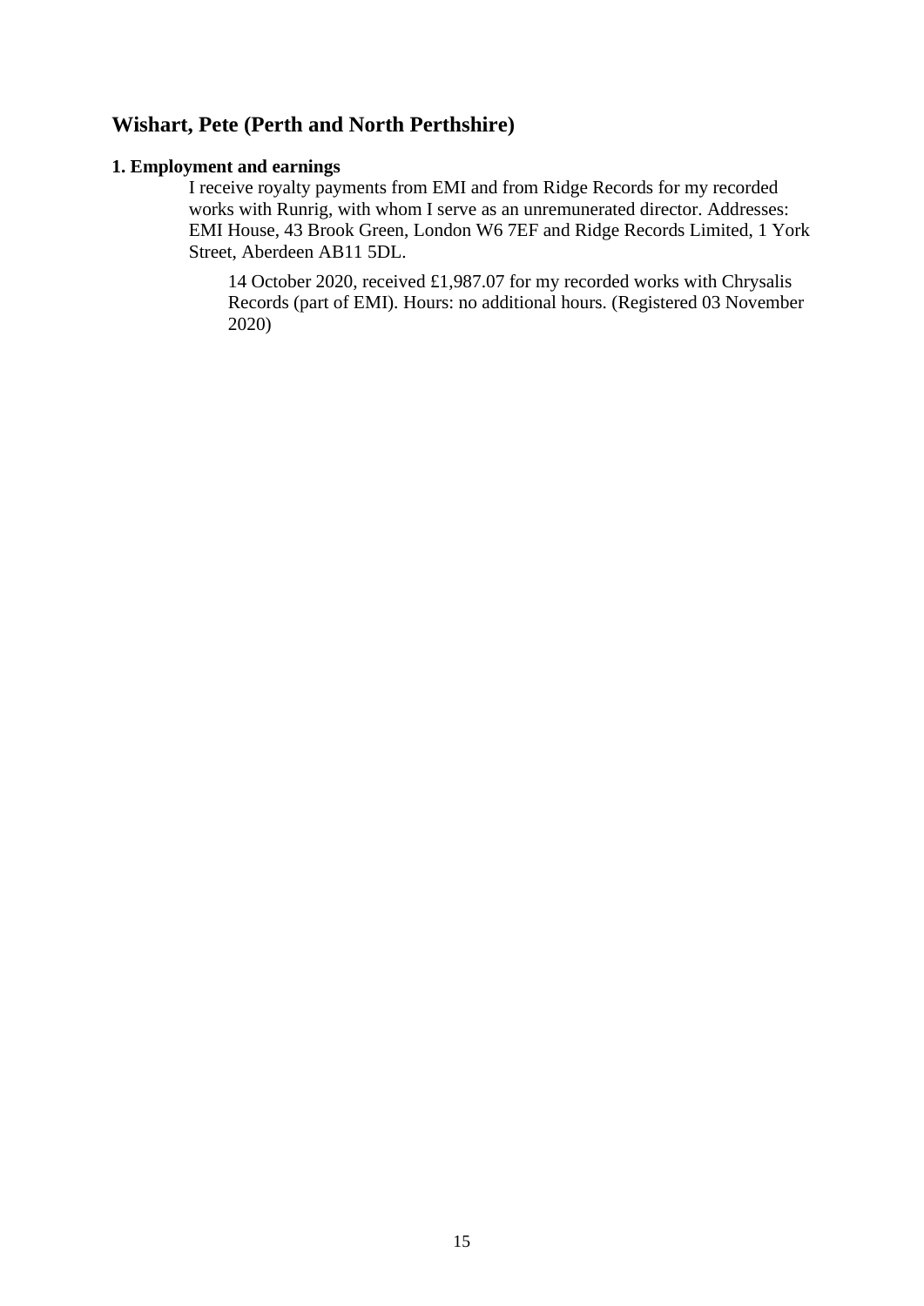## Wishart, Pete (Perth and North Perthshire)

### 1. Employment and earnings

I receive royalty payments from EMI and from Ridge Records for my recorded works with Runrig, with whom I serve as an unremunerated director. Addresses: EMI House, 43 Brook Green, London W6 7EF and Ridge Records Limited, 1 York Street, Aberdeen AB11 5DL.

14 October 2020, received £1,987.07 for my recorded works with Chrysalis Records (part of EMI). Hours: no additional hours. (Registered 03 November 2020)